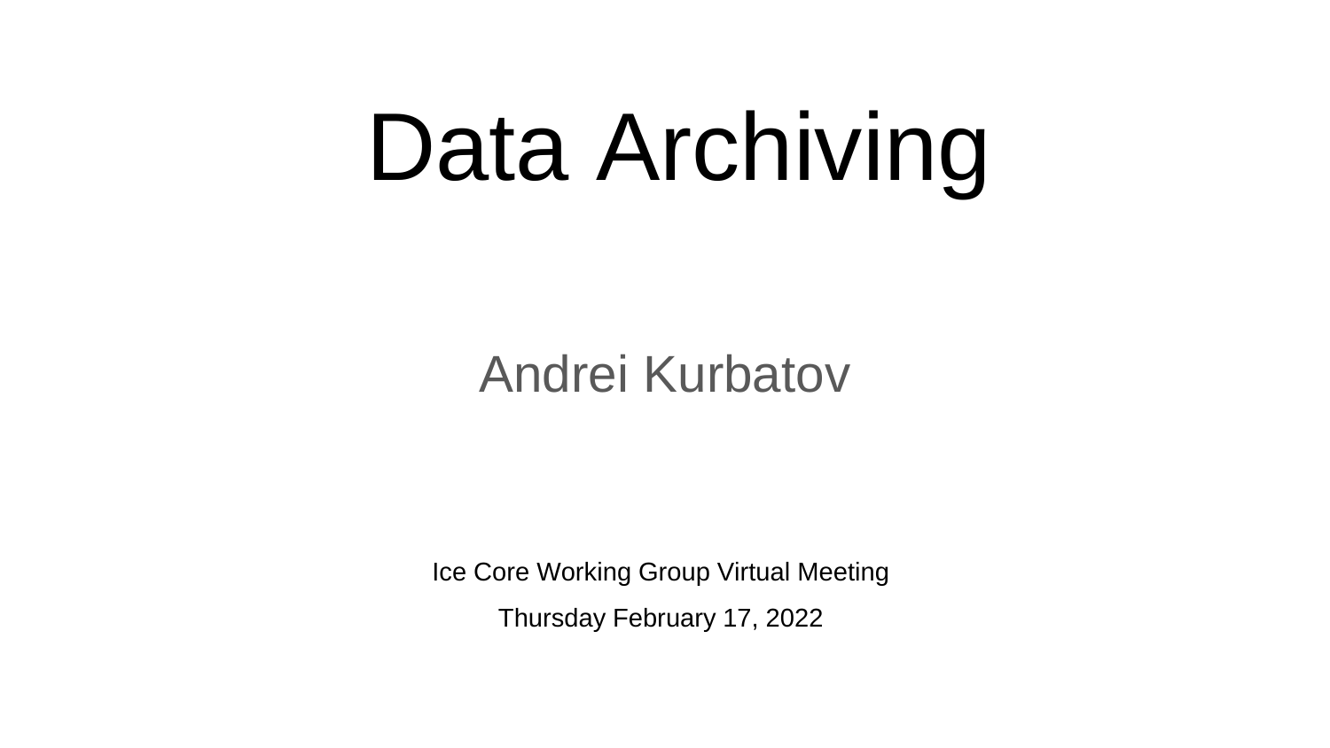# Data Archiving

Andrei Kurbatov

Ice Core Working Group Virtual Meeting

Thursday February 17, 2022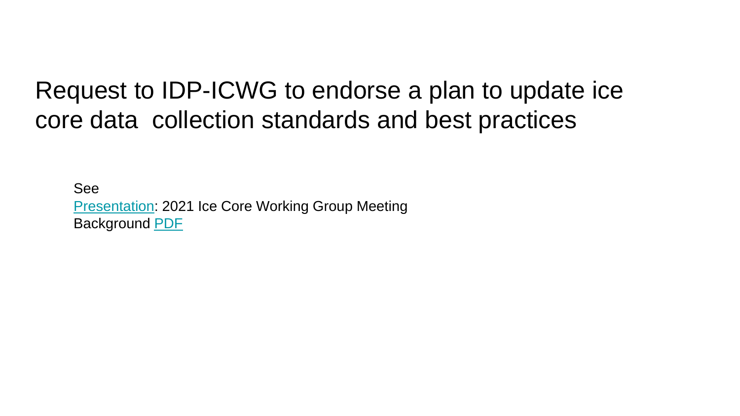# Request to IDP-ICWG to endorse a plan to update ice core data collection standards and best practices

See
Presentation: 2021 Ice Core Working Group Meeting
Background PDF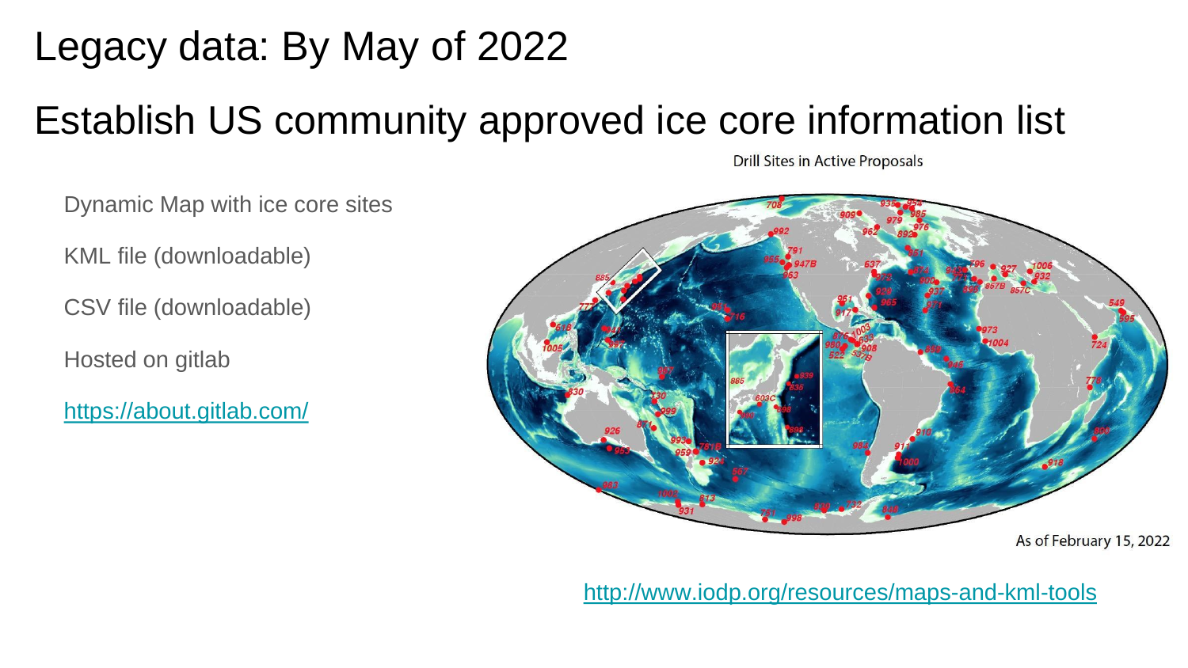# Legacy data: By May of 2022

## Establish US community approved ice core information list

Dynamic Map with ice core sites

KML file (downloadable)

CSV file (downloadable)

Hosted on gitlab

https://about.gitlab.com/

Drill Sites in Active Proposals

As of February 15, 2022

http://www.iodp.org/resources/maps-and-kml-tools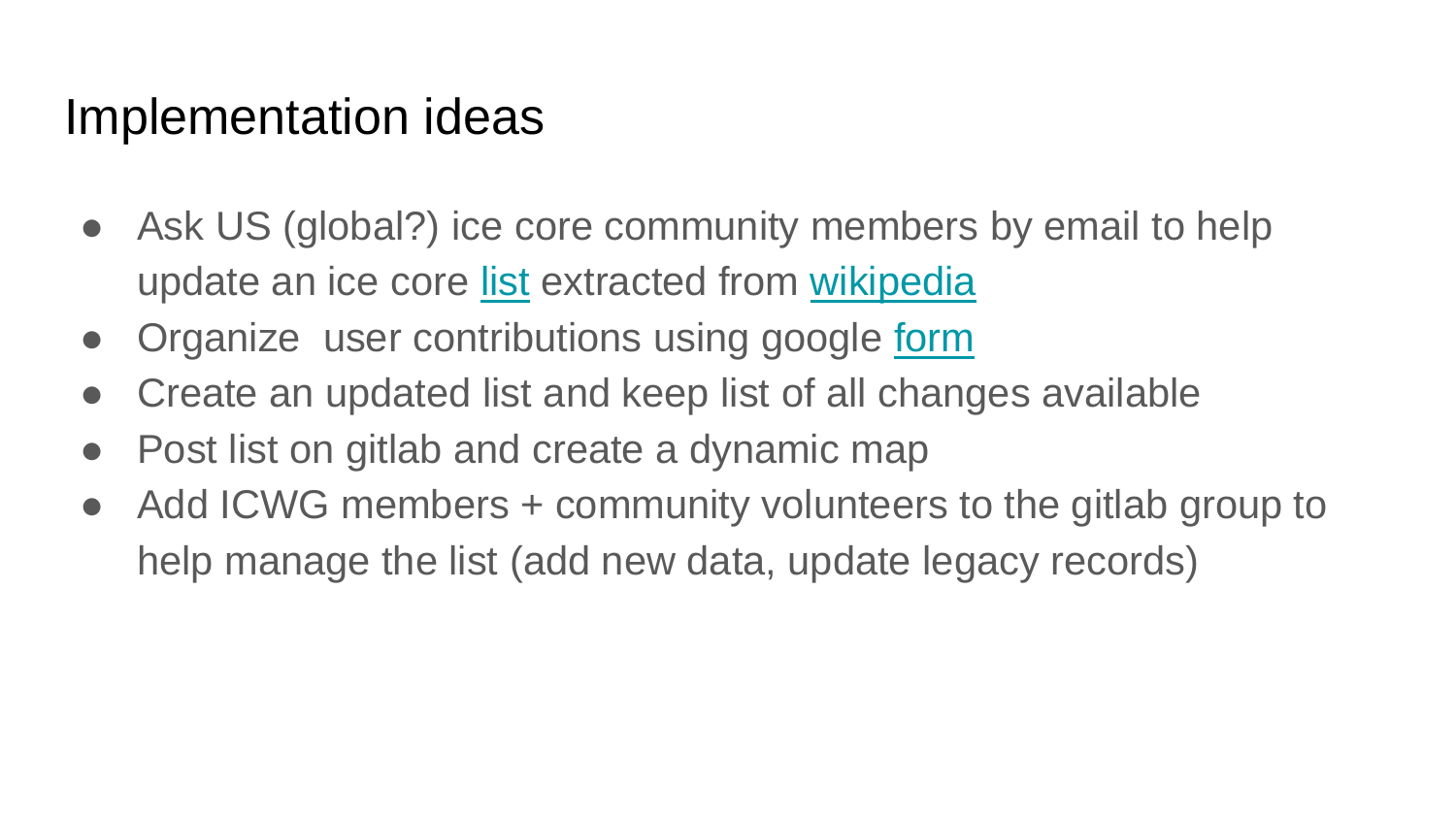# Implementation ideas

- Ask US (global?) ice core community members by email to help update an ice core list extracted from wikipedia
- Organize  user contributions using google form
- Create an updated list and keep list of all changes available
- Post list on gitlab and create a dynamic map
- Add ICWG members + community volunteers to the gitlab group to help manage the list (add new data, update legacy records)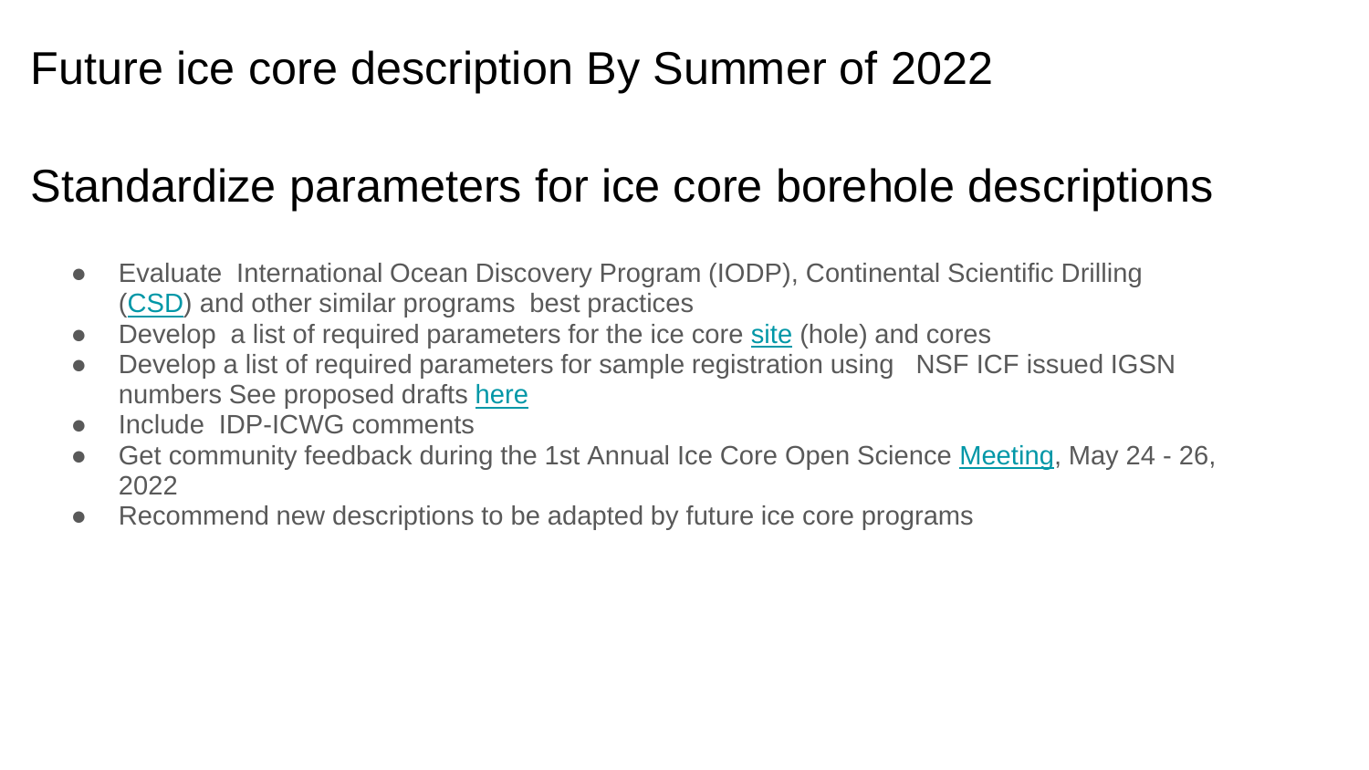# Future ice core description By Summer of 2022

## Standardize parameters for ice core borehole descriptions

- Evaluate International Ocean Discovery Program (IODP), Continental Scientific Drilling (CSD) and other similar programs best practices
- Develop a list of required parameters for the ice core site (hole) and cores
- Develop a list of required parameters for sample registration using NSF ICF issued IGSN numbers See proposed drafts here
- Include IDP-ICWG comments
- Get community feedback during the 1st Annual Ice Core Open Science Meeting, May 24 - 26, 2022
- Recommend new descriptions to be adapted by future ice core programs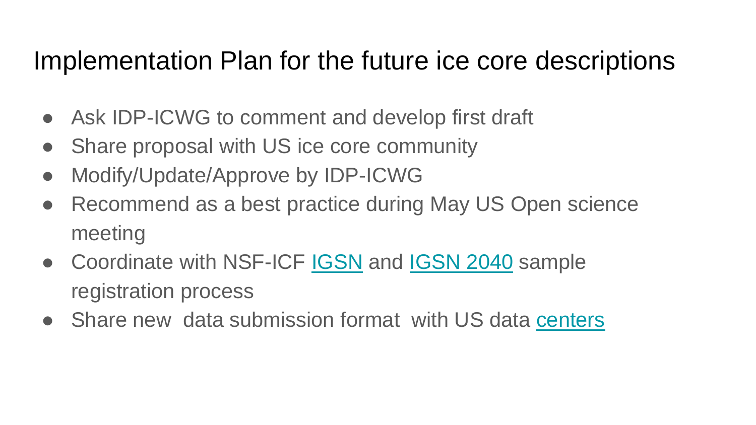# Implementation Plan for the future ice core descriptions

- Ask IDP-ICWG to comment and develop first draft
- Share proposal with US ice core community
- Modify/Update/Approve by IDP-ICWG
- Recommend as a best practice during May US Open science meeting
- Coordinate with NSF-ICF IGSN and IGSN 2040 sample registration process
- Share new data submission format with US data centers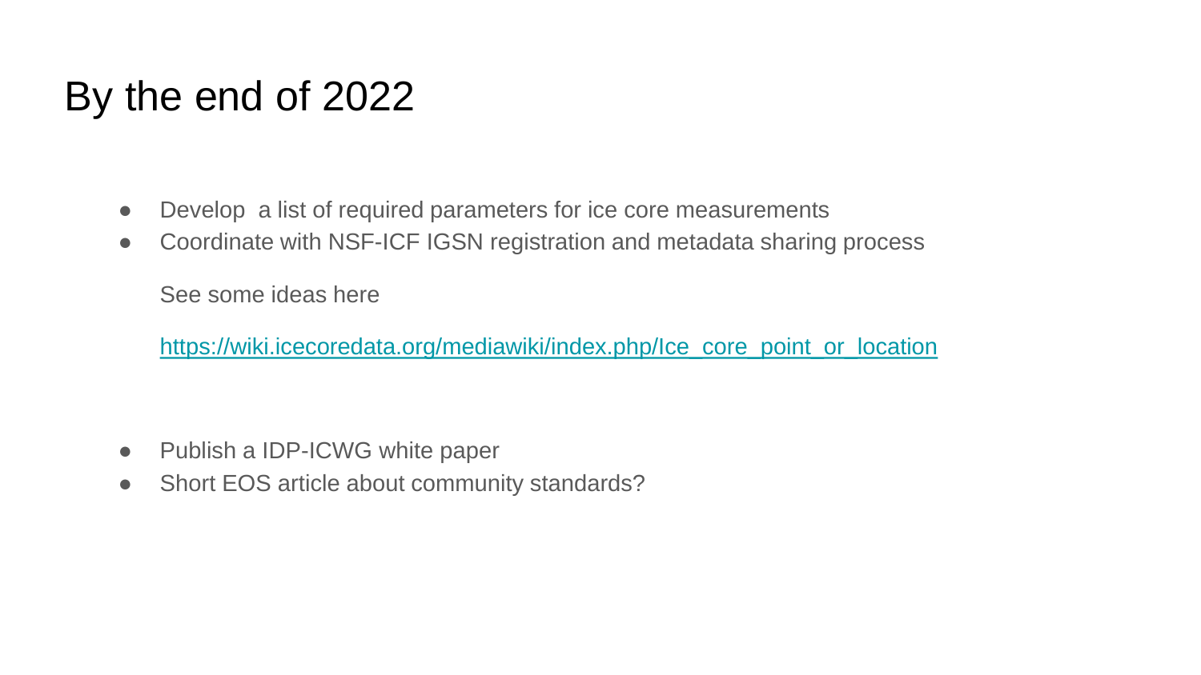# By the end of 2022

- Develop  a list of required parameters for ice core measurements
- Coordinate with NSF-ICF IGSN registration and metadata sharing process

  See some ideas here

  https://wiki.icecoredata.org/mediawiki/index.php/Ice_core_point_or_location

- Publish a IDP-ICWG white paper
- Short EOS article about community standards?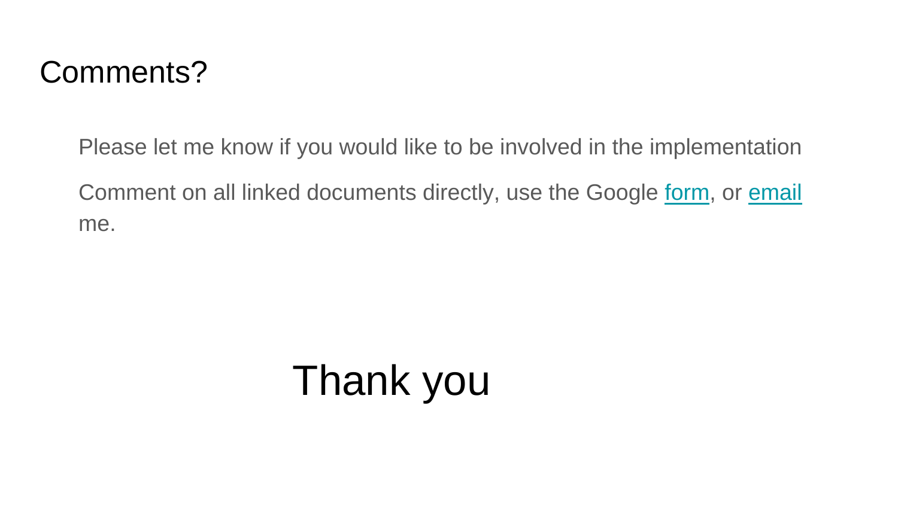# Comments?

Please let me know if you would like to be involved in the implementation

Comment on all linked documents directly, use the Google form, or email me.

Thank you